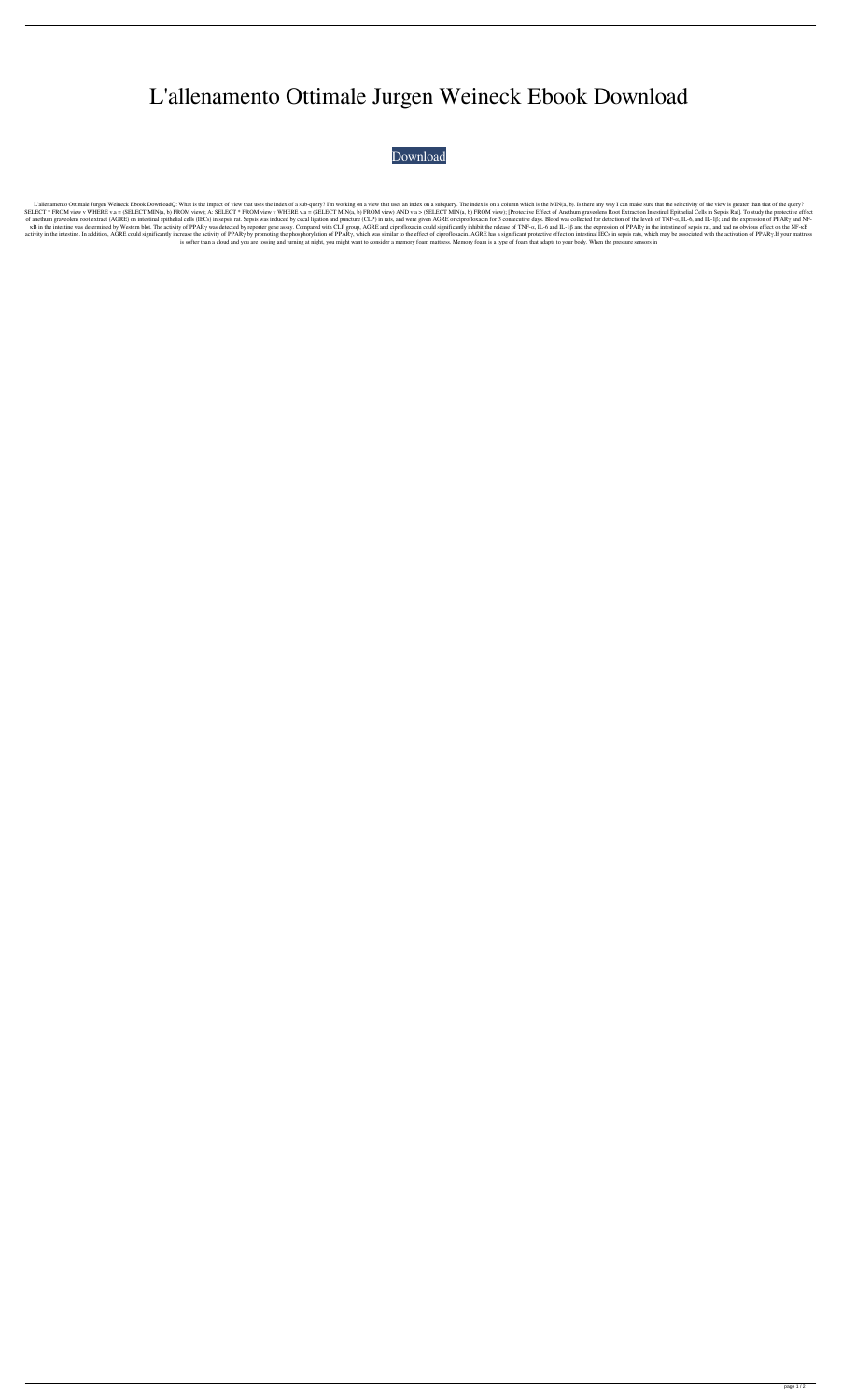# L'allenamento Ottimale Jurgen Weineck Ebook Download

Download

L'allenamento Ottimale Jurgen Weineck Ebook DownloadQ: What is the impact of view that uses the index of a sub-query? I'm working on a view that uses an index on a subquery. The index is on a column which is the MIN(a, b). Is there any way I can make sure that the selectivity of the view is greater than that of the query? SELECT * FROM view v WHERE v.a = (SELECT MIN(a, b) FROM view); A: SELECT * FROM view v WHERE v.a = (SELECT MIN(a, b) FROM view) AND v.a > (SELECT MIN(a, b) FROM view); [Protective Effect of Anethum graveolens Root Extract on Intestinal Epithelial Cells in Sepsis Rat]. To study the protective effect of anethum graveolens root extract (AGRE) on intestinal epithelial cells (IECs) in sepsis rat. Sepsis was induced by cecal ligation and puncture (CLP) in rats, and were given AGRE or ciprofloxacin for 3 consecutive days. Blood was collected for detection of the levels of TNF-α, IL-6, and IL-1β; and the expression of PPARγ and NF-κB in the intestine was determined by Western blot. The activity of PPARγ was detected by reporter gene assay. Compared with CLP group, AGRE and ciprofloxacin could significantly inhibit the release of TNF-α, IL-6 and IL-1β and the expression of PPARγ in the intestine of sepsis rat, and had no obvious effect on the NF-κB activity in the intestine. In addition, AGRE could significantly increase the activity of PPARγ by promoting the phosphorylation of PPARγ, which was similar to the effect of ciprofloxacin. AGRE has a significant protective effect on intestinal IECs in sepsis rats, which may be associated with the activation of PPARγ.If your mattress is softer than a cloud and you are tossing and turning at night, you might want to consider a memory foam mattress. Memory foam is a type of foam that adapts to your body. When the pressure sensors in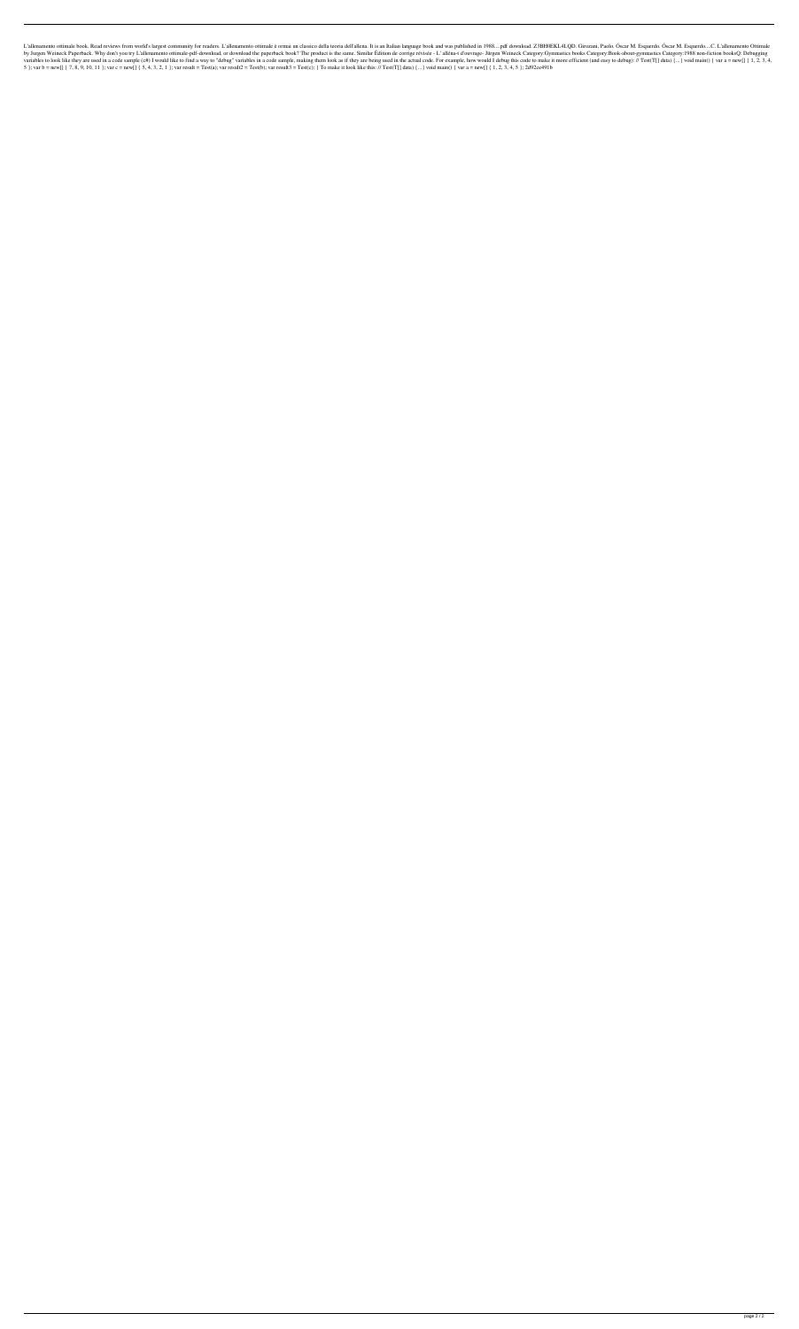L'allenamento ottimale book. Read reviews from world's largest community for readers. L'allenamento ottimale è ormai un classico della teoria dell'allena. It is an Italian language book and was published in 1988.... pdf download. Z3BH0EKL4LQD. Girozani, Paolo. Óscar M. Esquerdo. Óscar M. Esquerdo....C. L'allenamento Ottimale by Jurgen Weineck Paperback. Why don't you try L'allenamento ottimale-pdf-download, or download the paperback book? The product is the same. Similar Édition de corrigé révisée - L' allèna-t d'ouvrage- Jürgen Weineck Category:Gymnastics books Category:Book-about-gymnastics Category:1988 non-fiction booksQ: Debugging variables to look like they are used in a code sample (c#) I would like to find a way to "debug" variables in a code sample, making them look as if they are being used in the actual code. For example, how would I debug this code to make it more efficient (and easy to debug): // Test(T[] data) {...} void main() { var a = new[] { 1, 2, 3, 4, 5 }; var b = new[] { 7, 8, 9, 10, 11 }; var c = new[] { 5, 4, 3, 2, 1 }; var result = Test(a); var result2 = Test(b); var result3 = Test(c); } To make it look like this: // Test(T[] data) {...} void main() { var a = new[] { 1, 2, 3, 4, 5 }; 2d92ce491b